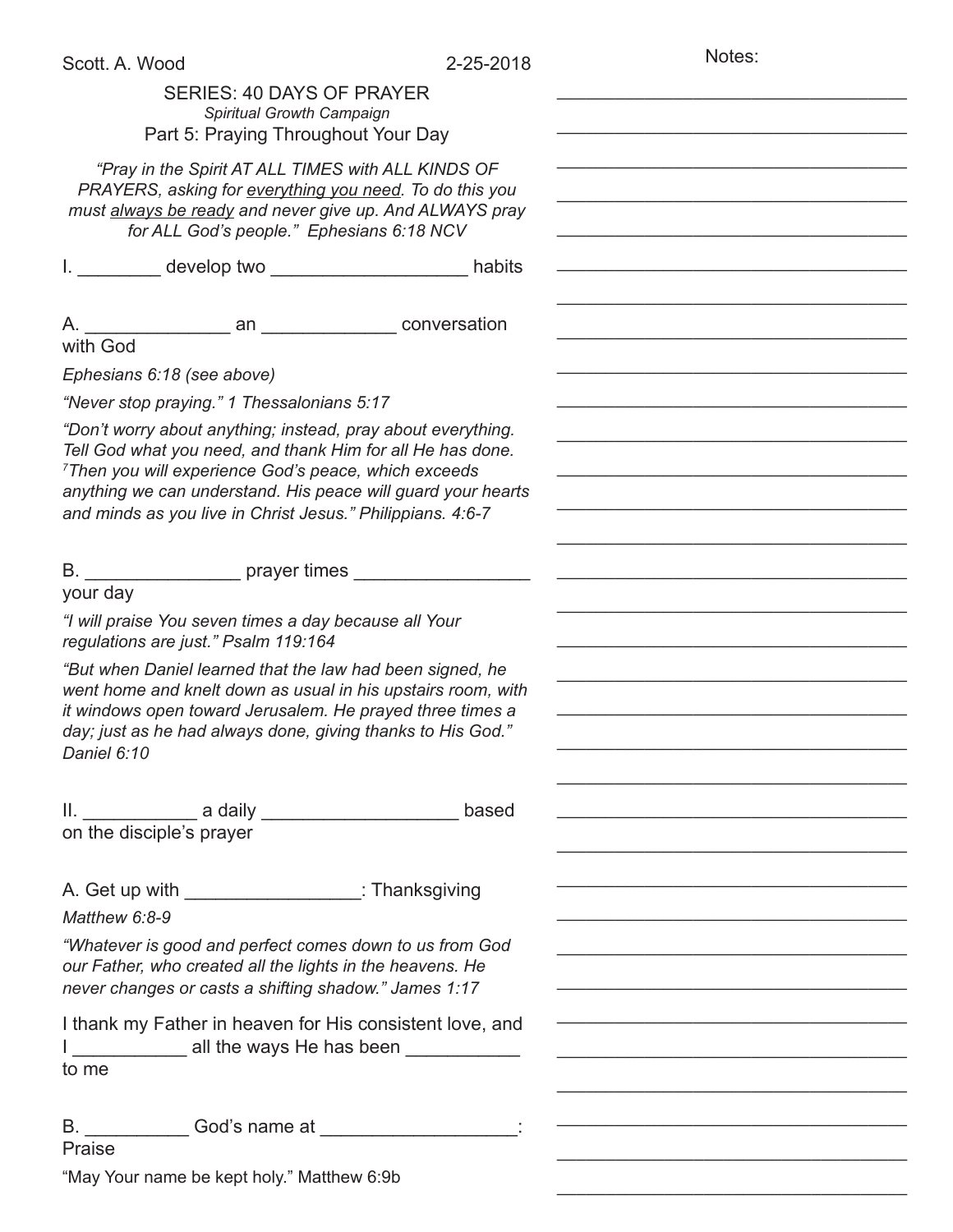Scott. A. Wood 2-25-2018

SERIES: 40 DAYS OF PRAYER

*Spiritual Growth Campaign*

Part 5: Praying Throughout Your Day

*"Pray in the Spirit AT ALL TIMES with ALL KINDS OF PRAYERS, asking for <u>everything you need</u>. To do this you must <u>always be ready</u> and never give up. And ALWAYS pray for ALL God's people." Ephesians 6:18 NCV*

I. ________ develop two __________________ habits

A. ______________ an _____________ conversation with God

*Ephesians 6:18 (see above)*

*"Never stop praying." 1 Thessalonians 5:17*

*"Don't worry about anything; instead, pray about everything. Tell God what you need, and thank Him for all He has done. [7]Then you will experience God's peace, which exceeds anything we can understand. His peace will guard your hearts and minds as you live in Christ Jesus." Philippians. 4:6-7*

B. _______________ prayer times _________________ your day

*"I will praise You seven times a day because all Your regulations are just." Psalm 119:164*

*"But when Daniel learned that the law had been signed, he went home and knelt down as usual in his upstairs room, with it windows open toward Jerusalem. He prayed three times a day; just as he had always done, giving thanks to His God." Daniel 6:10*

II. ___________ a daily ___________________ based on the disciple's prayer

A. Get up with _________________: Thanksgiving

*Matthew 6:8-9*

*"Whatever is good and perfect comes down to us from God our Father, who created all the lights in the heavens. He never changes or casts a shifting shadow." James 1:17*

I thank my Father in heaven for His consistent love, and I ___________ all the ways He has been ___________ to me

B. __________ God's name at ___________________: Praise

"May Your name be kept holy." Matthew 6:9b

Notes: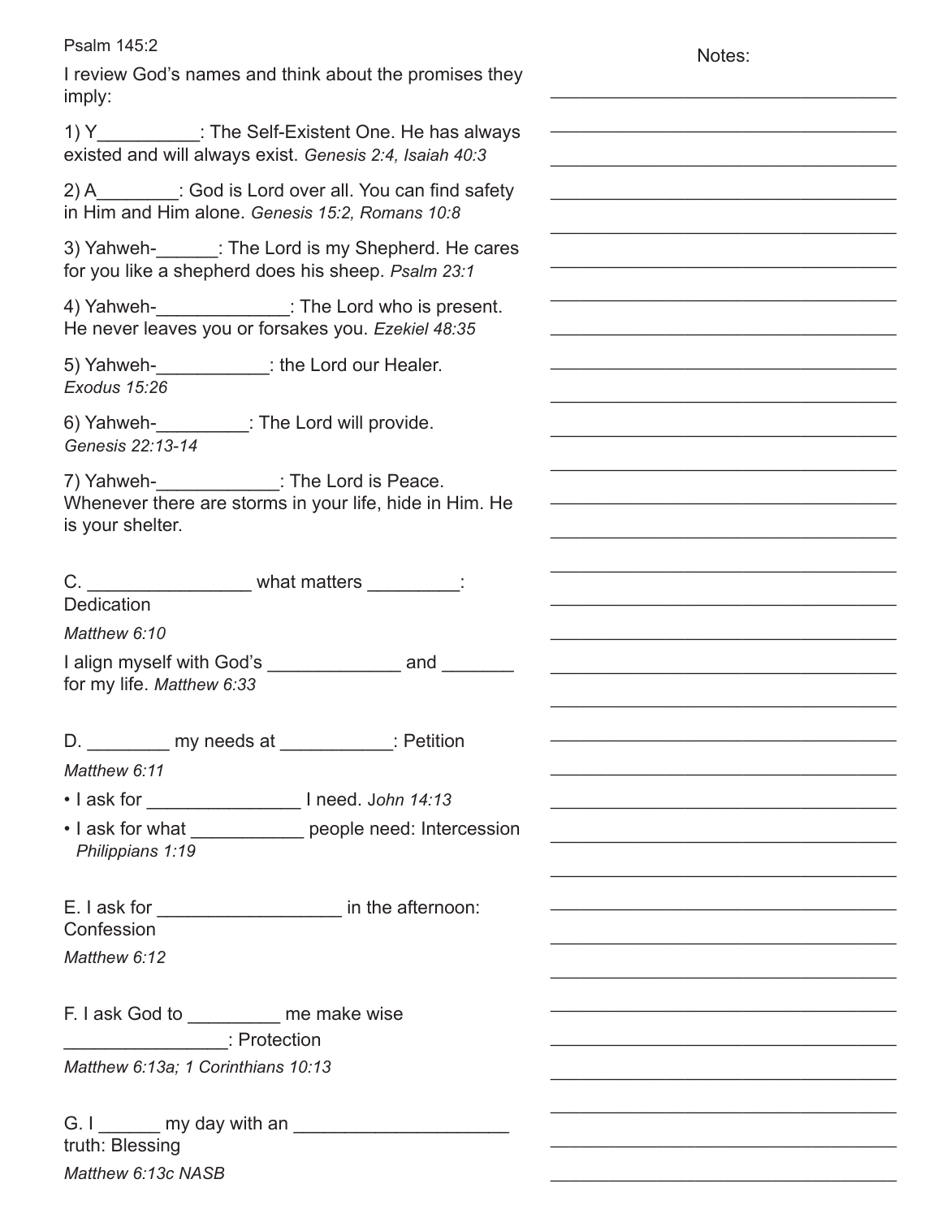Psalm 145:2

I review God's names and think about the promises they imply:

1) Y__________: The Self-Existent One. He has always existed and will always exist. *Genesis 2:4, Isaiah 40:3*

2) A________: God is Lord over all. You can find safety in Him and Him alone. *Genesis 15:2, Romans 10:8*

3) Yahweh-______: The Lord is my Shepherd. He cares for you like a shepherd does his sheep. *Psalm 23:1*

4) Yahweh-_____________: The Lord who is present. He never leaves you or forsakes you. *Ezekiel 48:35*

5) Yahweh-___________: the Lord our Healer. *Exodus 15:26*

6) Yahweh-_________: The Lord will provide. *Genesis 22:13-14*

7) Yahweh-____________: The Lord is Peace. Whenever there are storms in your life, hide in Him. He is your shelter.

C. ________________ what matters _________: Dedication

*Matthew 6:10*

I align myself with God's _____________ and _______ for my life. *Matthew 6:33*

D. ________ my needs at ___________: Petition

*Matthew 6:11*

- I ask for _______________ I need. *John 14:13*
- I ask for what ___________ people need: Intercession *Philippians 1:19*

E. I ask for __________________ in the afternoon: Confession

*Matthew 6:12*

F. I ask God to _________ me make wise ________________: Protection

*Matthew 6:13a; 1 Corinthians 10:13*

G. I ______ my day with an _____________________ truth: Blessing

*Matthew 6:13c NASB*

Notes: